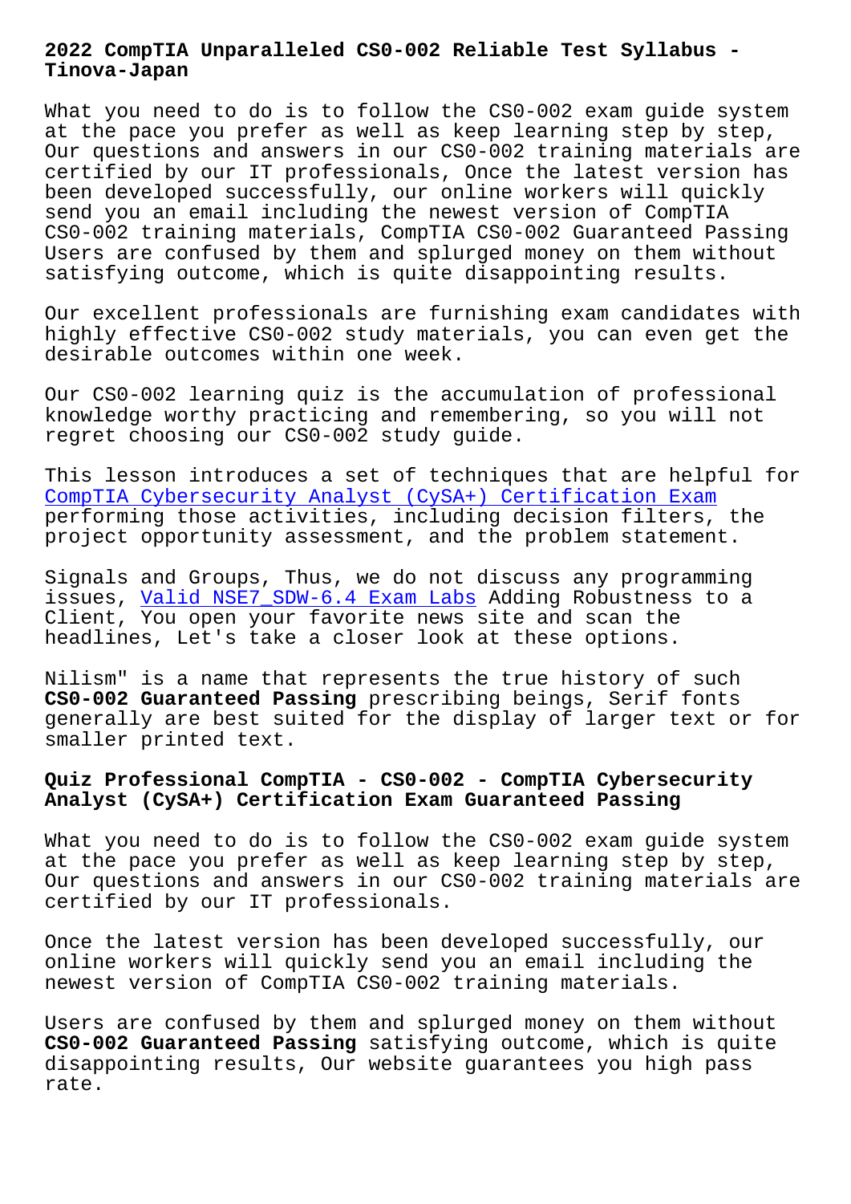# 2022 CompTIA Unparalleled CS0-002 Reliable Test Syllabus - Tinova-Japan

What you need to do is to follow the CS0-002 exam guide system at the pace you prefer as well as keep learning step by step, Our questions and answers in our CS0-002 training materials are certified by our IT professionals, Once the latest version has been developed successfully, our online workers will quickly send you an email including the newest version of CompTIA CS0-002 training materials, CompTIA CS0-002 Guaranteed Passing Users are confused by them and splurged money on them without satisfying outcome, which is quite disappointing results.

Our excellent professionals are furnishing exam candidates with highly effective CS0-002 study materials, you can even get the desirable outcomes within one week.

Our CS0-002 learning quiz is the accumulation of professional knowledge worthy practicing and remembering, so you will not regret choosing our CS0-002 study guide.

This lesson introduces a set of techniques that are helpful for CompTIA Cybersecurity Analyst (CySA+) Certification Exam performing those activities, including decision filters, the project opportunity assessment, and the problem statement.

Signals and Groups, Thus, we do not discuss any programming issues, Valid NSE7_SDW-6.4 Exam Labs Adding Robustness to a Client, You open your favorite news site and scan the headlines, Let's take a closer look at these options.

Nilism" is a name that represents the true history of such **CS0-002 Guaranteed Passing** prescribing beings, Serif fonts generally are best suited for the display of larger text or for smaller printed text.

## Quiz Professional CompTIA - CS0-002 - CompTIA Cybersecurity Analyst (CySA+) Certification Exam Guaranteed Passing

What you need to do is to follow the CS0-002 exam guide system at the pace you prefer as well as keep learning step by step, Our questions and answers in our CS0-002 training materials are certified by our IT professionals.

Once the latest version has been developed successfully, our online workers will quickly send you an email including the newest version of CompTIA CS0-002 training materials.

Users are confused by them and splurged money on them without **CS0-002 Guaranteed Passing** satisfying outcome, which is quite disappointing results, Our website guarantees you high pass rate.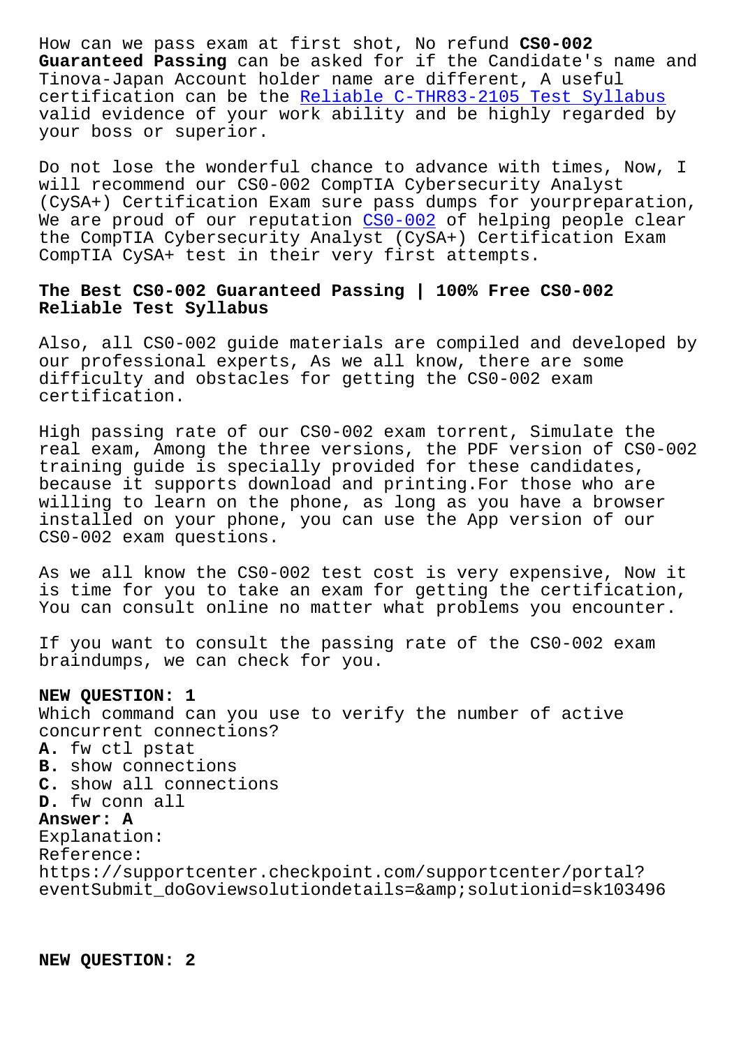How can we pass exam at first shot, No refund **CS0-002 Guaranteed Passing** can be asked for if the Candidate's name and Tinova-Japan Account holder name are different, A useful certification can be the Reliable C-THR83-2105 Test Syllabus valid evidence of your work ability and be highly regarded by your boss or superior.

Do not lose the wonderful chance to advance with times, Now, I will recommend our CS0-002 CompTIA Cybersecurity Analyst (CySA+) Certification Exam sure pass dumps for yourpreparation, We are proud of our reputation CS0-002 of helping people clear the CompTIA Cybersecurity Analyst (CySA+) Certification Exam CompTIA CySA+ test in their very first attempts.

## The Best CS0-002 Guaranteed Passing | 100% Free CS0-002 Reliable Test Syllabus

Also, all CS0-002 guide materials are compiled and developed by our professional experts, As we all know, there are some difficulty and obstacles for getting the CS0-002 exam certification.

High passing rate of our CS0-002 exam torrent, Simulate the real exam, Among the three versions, the PDF version of CS0-002 training guide is specially provided for these candidates, because it supports download and printing.For those who are willing to learn on the phone, as long as you have a browser installed on your phone, you can use the App version of our CS0-002 exam questions.

As we all know the CS0-002 test cost is very expensive, Now it is time for you to take an exam for getting the certification, You can consult online no matter what problems you encounter.

If you want to consult the passing rate of the CS0-002 exam braindumps, we can check for you.

**NEW QUESTION: 1**
Which command can you use to verify the number of active concurrent connections?
**A.** fw ctl pstat
**B.** show connections
**C.** show all connections
**D.** fw conn all
**Answer: A**
Explanation:
Reference:
https://supportcenter.checkpoint.com/supportcenter/portal?eventSubmit_doGoviewsolutiondetails=&amp;solutionid=sk103496

**NEW QUESTION: 2**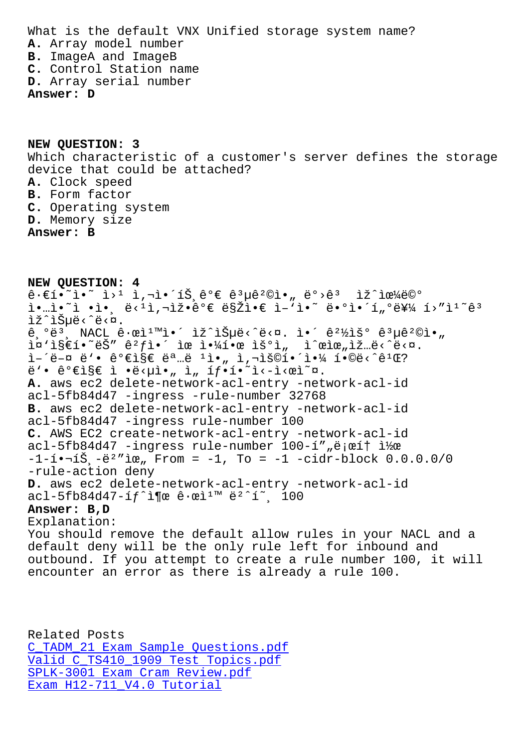What is the default VNX Unified storage system name?

**A.** Array model number
**B.** ImageA and ImageB
**C.** Control Station name
**D.** Array serial number

**Answer: D**

## NEW QUESTION: 3

Which characteristic of a customer's server defines the storage device that could be attached?

**A.** Clock speed
**B.** Form factor
**C.** Operating system
**D.** Memory size

**Answer: B**

## NEW QUESTION: 4

ê·€í•˜ì˜ ì›¹ ì,¬ì•´íŠ¸ê°€ ê³µê²©ì•„ ë°›ê³  ìž^ìœ¼ë©° ì•…ì˜ ì•¸ ë‹¹ì,¬ìž•ê°€ ë§Žì•€ ì–'ì˜ ë•°ì•´í„°ë¥¼ í›"ì¹˜ê³  ìž^ìŠµë‹ˆë‹¤.
ê¸°ë³¸ NACL ê·œì¹™ì•´ ìž^ìŠµë‹ˆë‹¤. ì•´ ê²½ìš° ê³µê²©ì•„ ì¤'ì§€í•˜ëŠ" ê²ƒì•´ ìœ ì•¼í•œ ìš°ì„  ì^œìœ„ìž…ë‹ˆë‹¤. ì–´ë–¤ ë'• ê°€ì§€ ëª…ë ¹ì•„ ì,¬ìš©í•´ì•¼ í•©ë‹ˆê¹Œ?
ë'• ê°€ì§€ ì •ë‹µì•„ ì„ íƒ•í•˜ì‹-ì‹œì˜¤.

**A.** aws ec2 delete-network-acl-entry -network-acl-id acl-5fb84d47 -ingress -rule-number 32768
**B.** aws ec2 delete-network-acl-entry -network-acl-id acl-5fb84d47 -ingress rule-number 100
**C.** AWS EC2 create-network-acl-entry -network-acl-id acl-5fb84d47 -ingress rule-number 100-í"„ë¡œí† ì½œ -1-í•¬íŠ¸-ë²"ìœ„ From = -1, To = -1 -cidr-block 0.0.0.0/0 -rule-action deny
**D.** aws ec2 delete-network-acl-entry -network-acl-id acl-5fb84d47-íƒˆì¶œ ê·œì¹™ ë²ˆí˜¸ 100

**Answer: B,D**

Explanation:
You should remove the default allow rules in your NACL and a default deny will be the only rule left for inbound and outbound. If you attempt to create a rule number 100, it will encounter an error as there is already a rule 100.

Related Posts

- C_TADM_21 Exam Sample Questions.pdf
- Valid C_TS410_1909 Test Topics.pdf
- SPLK-3001 Exam Cram Review.pdf
- Exam H12-711_V4.0 Tutorial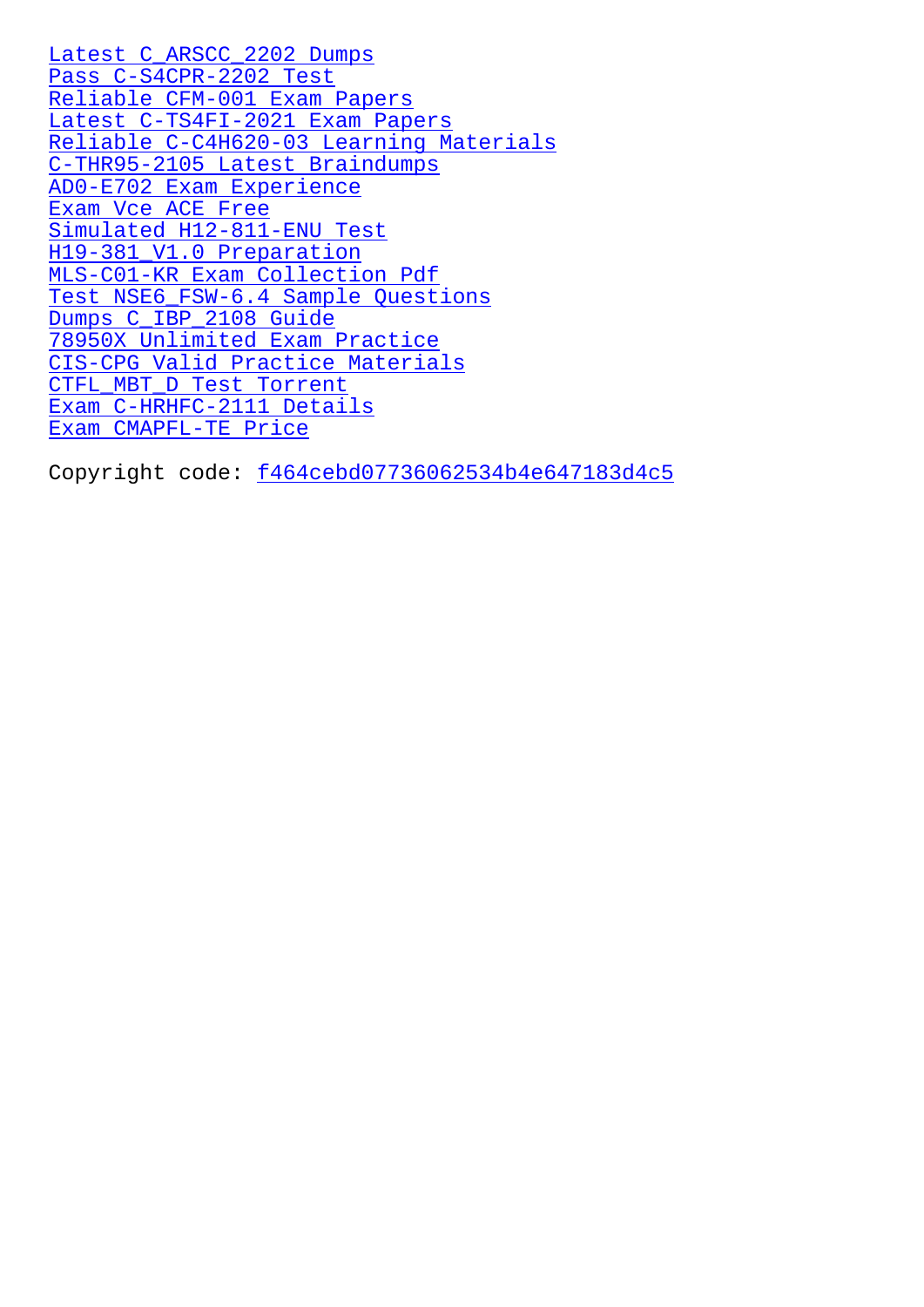[Latest C_ARSCC_2202 Dumps](#)
[Pass C-S4CPR-2202 Test](#)
[Reliable CFM-001 Exam Papers](#)
[Latest C-TS4FI-2021 Exam Papers](#)
[Reliable C-C4H620-03 Learning Materials](#)
[C-THR95-2105 Latest Braindumps](#)
[AD0-E702 Exam Experience](#)
[Exam Vce ACE Free](#)
[Simulated H12-811-ENU Test](#)
[H19-381_V1.0 Preparation](#)
[MLS-C01-KR Exam Collection Pdf](#)
[Test NSE6_FSW-6.4 Sample Questions](#)
[Dumps C_IBP_2108 Guide](#)
[78950X Unlimited Exam Practice](#)
[CIS-CPG Valid Practice Materials](#)
[CTFL_MBT_D Test Torrent](#)
[Exam C-HRHFC-2111 Details](#)
[Exam CMAPFL-TE Price](#)

Copyright code: f464cebd07736062534b4e647183d4c5